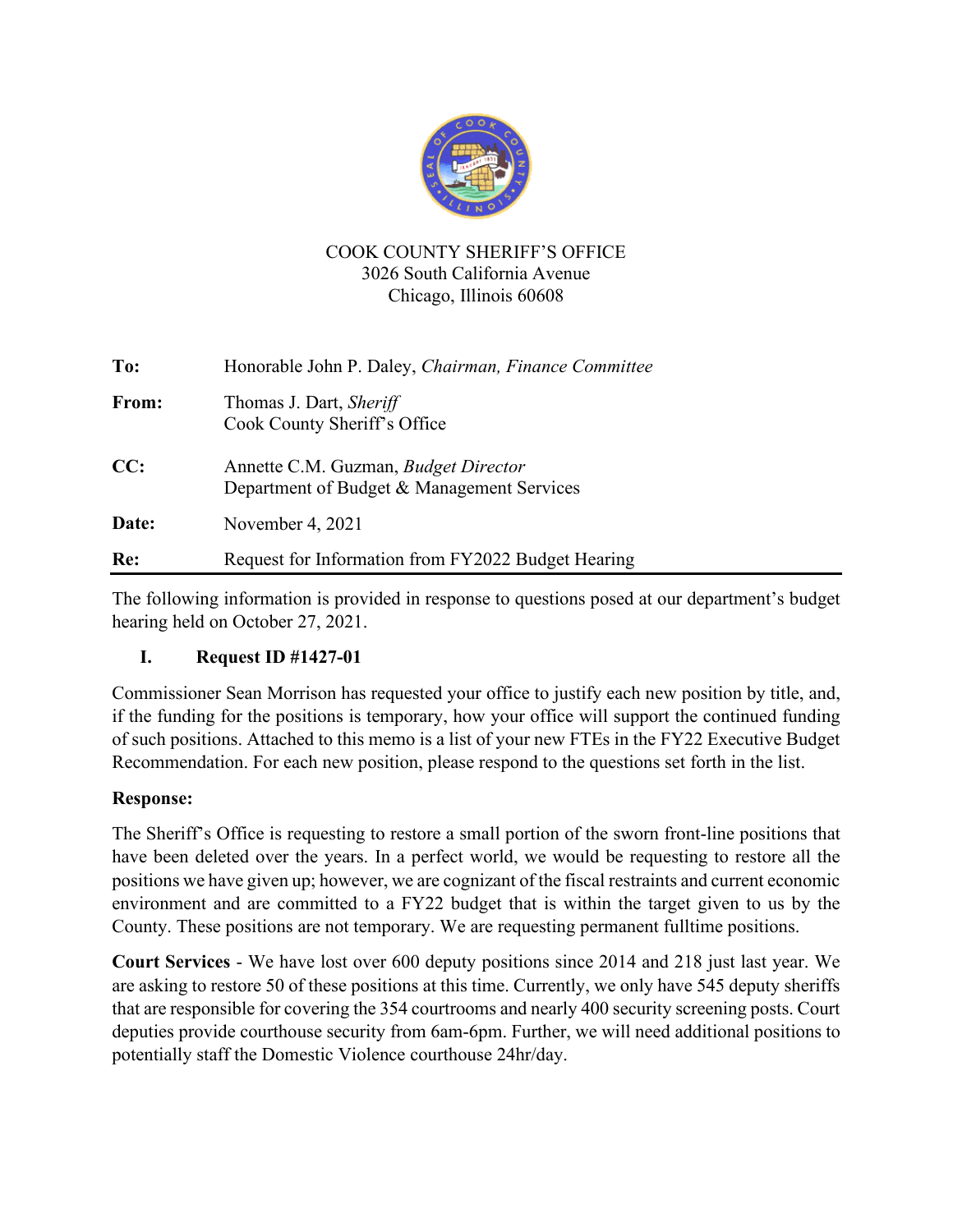COOK COUNTY SHERIFF'S OFFICE
3026 South California Avenue
Chicago, Illinois 60608

| | |
|---|---|
| **To:** | Honorable John P. Daley, *Chairman, Finance Committee* |
| **From:** | Thomas J. Dart, *Sheriff*<br>Cook County Sheriff's Office |
| **CC:** | Annette C.M. Guzman, *Budget Director*<br>Department of Budget & Management Services |
| **Date:** | November 4, 2021 |
| **Re:** | Request for Information from FY2022 Budget Hearing |

The following information is provided in response to questions posed at our department's budget hearing held on October 27, 2021.

## I. Request ID #1427-01

Commissioner Sean Morrison has requested your office to justify each new position by title, and, if the funding for the positions is temporary, how your office will support the continued funding of such positions. Attached to this memo is a list of your new FTEs in the FY22 Executive Budget Recommendation. For each new position, please respond to the questions set forth in the list.

**Response:**

The Sheriff's Office is requesting to restore a small portion of the sworn front-line positions that have been deleted over the years. In a perfect world, we would be requesting to restore all the positions we have given up; however, we are cognizant of the fiscal restraints and current economic environment and are committed to a FY22 budget that is within the target given to us by the County. These positions are not temporary. We are requesting permanent fulltime positions.

**Court Services** - We have lost over 600 deputy positions since 2014 and 218 just last year. We are asking to restore 50 of these positions at this time. Currently, we only have 545 deputy sheriffs that are responsible for covering the 354 courtrooms and nearly 400 security screening posts. Court deputies provide courthouse security from 6am-6pm. Further, we will need additional positions to potentially staff the Domestic Violence courthouse 24hr/day.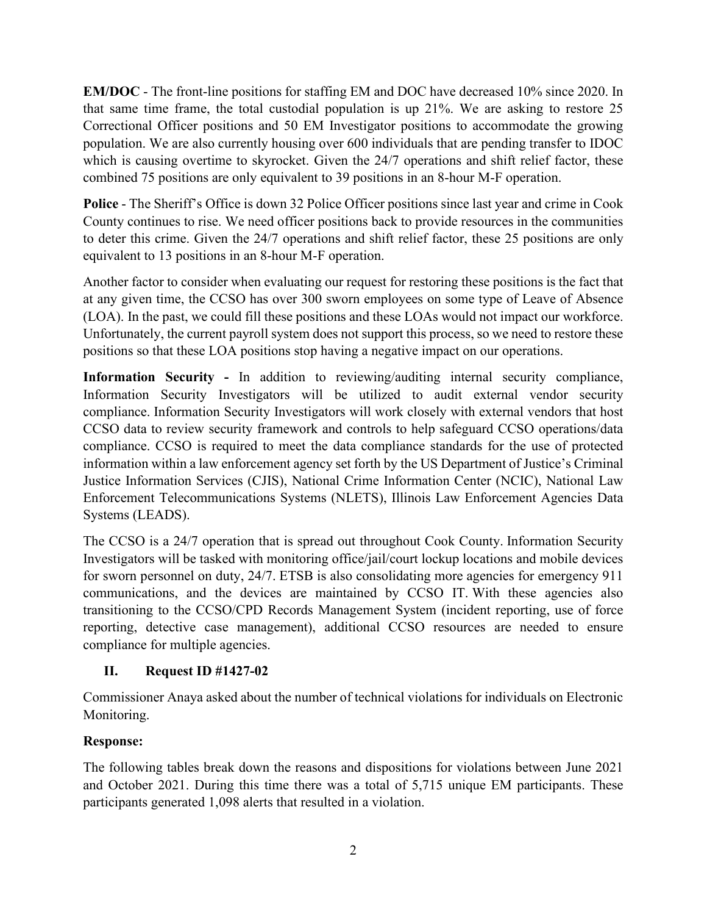**EM/DOC** - The front-line positions for staffing EM and DOC have decreased 10% since 2020. In that same time frame, the total custodial population is up 21%. We are asking to restore 25 Correctional Officer positions and 50 EM Investigator positions to accommodate the growing population. We are also currently housing over 600 individuals that are pending transfer to IDOC which is causing overtime to skyrocket. Given the 24/7 operations and shift relief factor, these combined 75 positions are only equivalent to 39 positions in an 8-hour M-F operation.

**Police** - The Sheriff's Office is down 32 Police Officer positions since last year and crime in Cook County continues to rise. We need officer positions back to provide resources in the communities to deter this crime. Given the 24/7 operations and shift relief factor, these 25 positions are only equivalent to 13 positions in an 8-hour M-F operation.

Another factor to consider when evaluating our request for restoring these positions is the fact that at any given time, the CCSO has over 300 sworn employees on some type of Leave of Absence (LOA). In the past, we could fill these positions and these LOAs would not impact our workforce. Unfortunately, the current payroll system does not support this process, so we need to restore these positions so that these LOA positions stop having a negative impact on our operations.

**Information Security -** In addition to reviewing/auditing internal security compliance, Information Security Investigators will be utilized to audit external vendor security compliance. Information Security Investigators will work closely with external vendors that host CCSO data to review security framework and controls to help safeguard CCSO operations/data compliance. CCSO is required to meet the data compliance standards for the use of protected information within a law enforcement agency set forth by the US Department of Justice's Criminal Justice Information Services (CJIS), National Crime Information Center (NCIC), National Law Enforcement Telecommunications Systems (NLETS), Illinois Law Enforcement Agencies Data Systems (LEADS).

The CCSO is a 24/7 operation that is spread out throughout Cook County. Information Security Investigators will be tasked with monitoring office/jail/court lockup locations and mobile devices for sworn personnel on duty, 24/7. ETSB is also consolidating more agencies for emergency 911 communications, and the devices are maintained by CCSO IT. With these agencies also transitioning to the CCSO/CPD Records Management System (incident reporting, use of force reporting, detective case management), additional CCSO resources are needed to ensure compliance for multiple agencies.

## II. Request ID #1427-02

Commissioner Anaya asked about the number of technical violations for individuals on Electronic Monitoring.

**Response:**

The following tables break down the reasons and dispositions for violations between June 2021 and October 2021. During this time there was a total of 5,715 unique EM participants. These participants generated 1,098 alerts that resulted in a violation.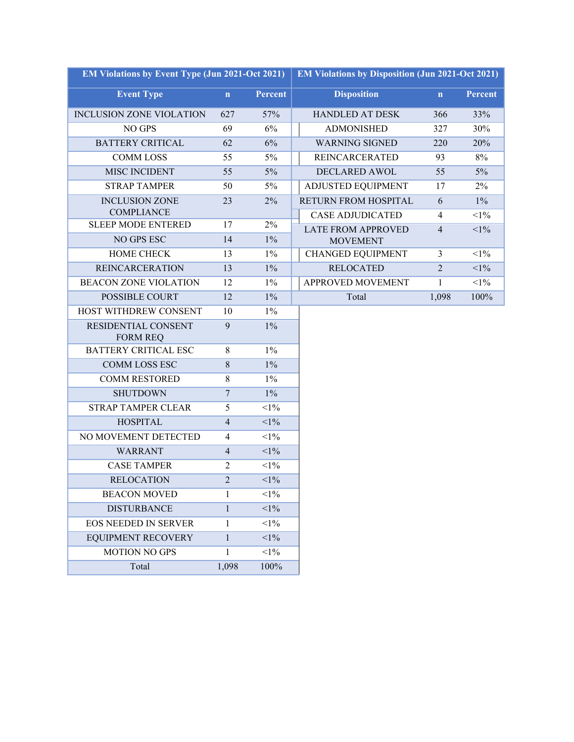| EM Violations by Event Type (Jun 2021-Oct 2021) | | |
|---|---|---|
| **Event Type** | **n** | **Percent** |
| INCLUSION ZONE VIOLATION | 627 | 57% |
| NO GPS | 69 | 6% |
| BATTERY CRITICAL | 62 | 6% |
| COMM LOSS | 55 | 5% |
| MISC INCIDENT | 55 | 5% |
| STRAP TAMPER | 50 | 5% |
| INCLUSION ZONE COMPLIANCE | 23 | 2% |
| SLEEP MODE ENTERED | 17 | 2% |
| NO GPS ESC | 14 | 1% |
| HOME CHECK | 13 | 1% |
| REINCARCERATION | 13 | 1% |
| BEACON ZONE VIOLATION | 12 | 1% |
| POSSIBLE COURT | 12 | 1% |
| HOST WITHDREW CONSENT | 10 | 1% |
| RESIDENTIAL CONSENT FORM REQ | 9 | 1% |
| BATTERY CRITICAL ESC | 8 | 1% |
| COMM LOSS ESC | 8 | 1% |
| COMM RESTORED | 8 | 1% |
| SHUTDOWN | 7 | 1% |
| STRAP TAMPER CLEAR | 5 | <1% |
| HOSPITAL | 4 | <1% |
| NO MOVEMENT DETECTED | 4 | <1% |
| WARRANT | 4 | <1% |
| CASE TAMPER | 2 | <1% |
| RELOCATION | 2 | <1% |
| BEACON MOVED | 1 | <1% |
| DISTURBANCE | 1 | <1% |
| EOS NEEDED IN SERVER | 1 | <1% |
| EQUIPMENT RECOVERY | 1 | <1% |
| MOTION NO GPS | 1 | <1% |
| Total | 1,098 | 100% |

| EM Violations by Disposition (Jun 2021-Oct 2021) | | |
|---|---|---|
| **Disposition** | **n** | **Percent** |
| HANDLED AT DESK | 366 | 33% |
| ADMONISHED | 327 | 30% |
| WARNING SIGNED | 220 | 20% |
| REINCARCERATED | 93 | 8% |
| DECLARED AWOL | 55 | 5% |
| ADJUSTED EQUIPMENT | 17 | 2% |
| RETURN FROM HOSPITAL | 6 | 1% |
| CASE ADJUDICATED | 4 | <1% |
| LATE FROM APPROVED MOVEMENT | 4 | <1% |
| CHANGED EQUIPMENT | 3 | <1% |
| RELOCATED | 2 | <1% |
| APPROVED MOVEMENT | 1 | <1% |
| Total | 1,098 | 100% |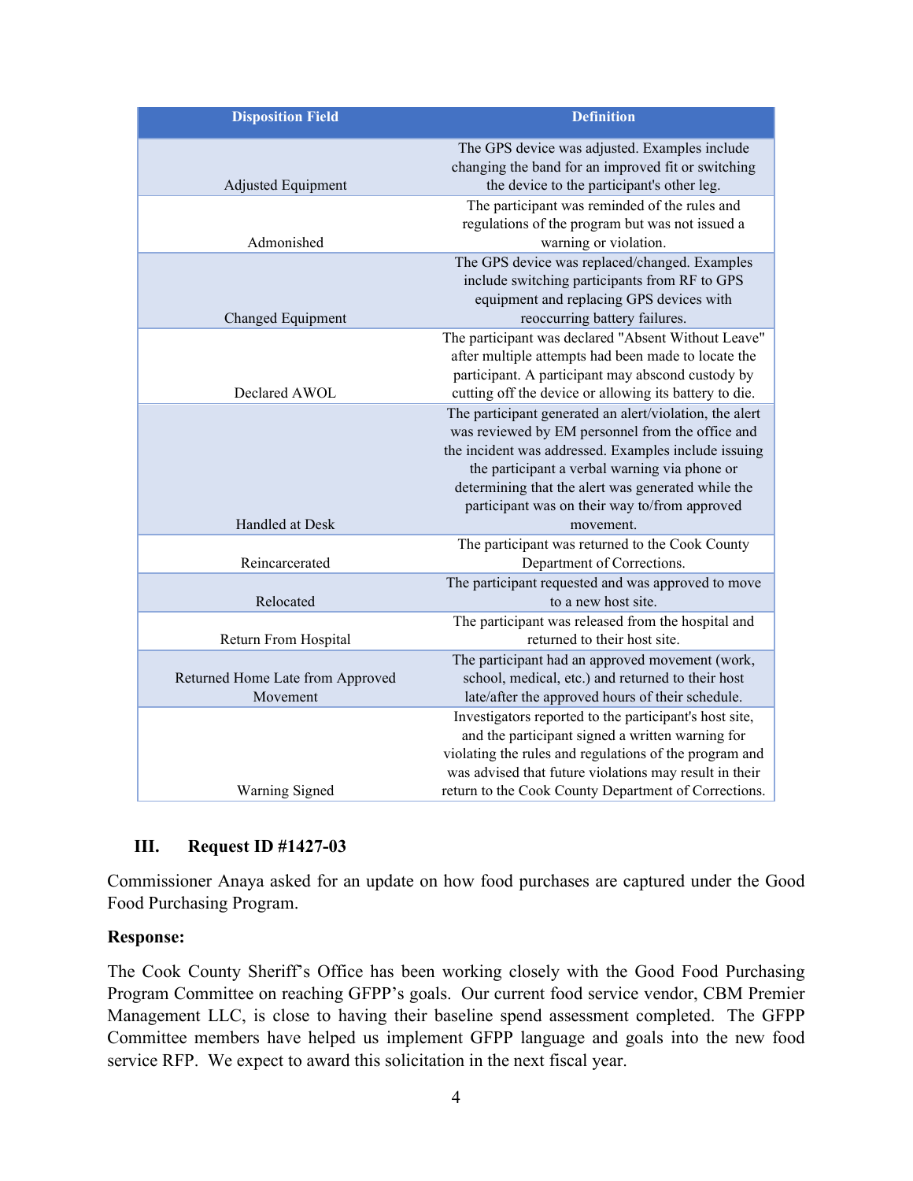| Disposition Field | Definition |
| --- | --- |
| Adjusted Equipment | The GPS device was adjusted. Examples include changing the band for an improved fit or switching the device to the participant's other leg. |
| Admonished | The participant was reminded of the rules and regulations of the program but was not issued a warning or violation. |
| Changed Equipment | The GPS device was replaced/changed. Examples include switching participants from RF to GPS equipment and replacing GPS devices with reoccurring battery failures. |
| Declared AWOL | The participant was declared "Absent Without Leave" after multiple attempts had been made to locate the participant. A participant may abscond custody by cutting off the device or allowing its battery to die. |
| Handled at Desk | The participant generated an alert/violation, the alert was reviewed by EM personnel from the office and the incident was addressed. Examples include issuing the participant a verbal warning via phone or determining that the alert was generated while the participant was on their way to/from approved movement. |
| Reincarcerated | The participant was returned to the Cook County Department of Corrections. |
| Relocated | The participant requested and was approved to move to a new host site. |
| Return From Hospital | The participant was released from the hospital and returned to their host site. |
| Returned Home Late from Approved Movement | The participant had an approved movement (work, school, medical, etc.) and returned to their host late/after the approved hours of their schedule. |
| Warning Signed | Investigators reported to the participant's host site, and the participant signed a written warning for violating the rules and regulations of the program and was advised that future violations may result in their return to the Cook County Department of Corrections. |

## III. Request ID #1427-03

Commissioner Anaya asked for an update on how food purchases are captured under the Good Food Purchasing Program.

**Response:**

The Cook County Sheriff's Office has been working closely with the Good Food Purchasing Program Committee on reaching GFPP's goals. Our current food service vendor, CBM Premier Management LLC, is close to having their baseline spend assessment completed. The GFPP Committee members have helped us implement GFPP language and goals into the new food service RFP. We expect to award this solicitation in the next fiscal year.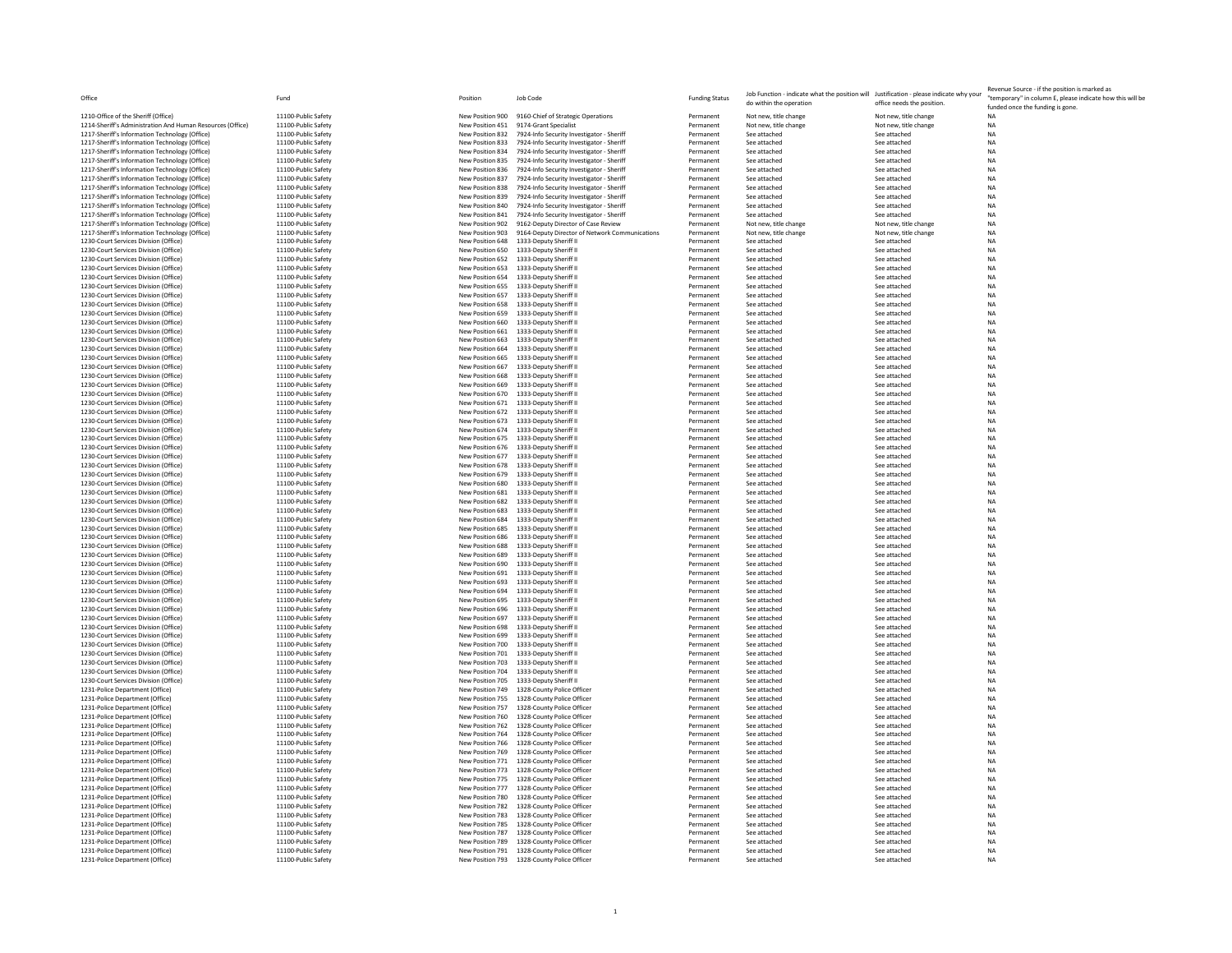| Office | Fund | Position | Job Code | Funding Status | Job Function - indicate what the position will do within the operation | Justification - please indicate why your office needs the position. | Revenue Source - if the position is marked as "temporary" in column E, please indicate how this will be funded once the funding is gone. |
|---|---|---|---|---|---|---|---|
| 1210-Office of the Sheriff (Office) | 11100-Public Safety | New Position 900 | 9160-Chief of Strategic Operations | Permanent | Not new, title change | Not new, title change | NA |
| 1214-Sheriff's Administration And Human Resources (Office) | 11100-Public Safety | New Position 451 | 9174-Grant Specialist | Permanent | Not new, title change | Not new, title change | NA |
| 1217-Sheriff's Information Technology (Office) | 11100-Public Safety | New Position 832 | 7924-Info Security Investigator - Sheriff | Permanent | See attached | See attached | NA |
| 1217-Sheriff's Information Technology (Office) | 11100-Public Safety | New Position 833 | 7924-Info Security Investigator - Sheriff | Permanent | See attached | See attached | NA |
| 1217-Sheriff's Information Technology (Office) | 11100-Public Safety | New Position 834 | 7924-Info Security Investigator - Sheriff | Permanent | See attached | See attached | NA |
| 1217-Sheriff's Information Technology (Office) | 11100-Public Safety | New Position 835 | 7924-Info Security Investigator - Sheriff | Permanent | See attached | See attached | NA |
| 1217-Sheriff's Information Technology (Office) | 11100-Public Safety | New Position 836 | 7924-Info Security Investigator - Sheriff | Permanent | See attached | See attached | NA |
| 1217-Sheriff's Information Technology (Office) | 11100-Public Safety | New Position 837 | 7924-Info Security Investigator - Sheriff | Permanent | See attached | See attached | NA |
| 1217-Sheriff's Information Technology (Office) | 11100-Public Safety | New Position 838 | 7924-Info Security Investigator - Sheriff | Permanent | See attached | See attached | NA |
| 1217-Sheriff's Information Technology (Office) | 11100-Public Safety | New Position 839 | 7924-Info Security Investigator - Sheriff | Permanent | See attached | See attached | NA |
| 1217-Sheriff's Information Technology (Office) | 11100-Public Safety | New Position 840 | 7924-Info Security Investigator - Sheriff | Permanent | See attached | See attached | NA |
| 1217-Sheriff's Information Technology (Office) | 11100-Public Safety | New Position 841 | 7924-Info Security Investigator - Sheriff | Permanent | See attached | See attached | NA |
| 1217-Sheriff's Information Technology (Office) | 11100-Public Safety | New Position 902 | 9162-Deputy Director of Case Review | Permanent | Not new, title change | Not new, title change | NA |
| 1217-Sheriff's Information Technology (Office) | 11100-Public Safety | New Position 903 | 9164-Deputy Director of Network Communications | Permanent | Not new, title change | Not new, title change | NA |
| 1230-Court Services Division (Office) | 11100-Public Safety | New Position 648 | 1333-Deputy Sheriff II | Permanent | See attached | See attached | NA |
| 1230-Court Services Division (Office) | 11100-Public Safety | New Position 650 | 1333-Deputy Sheriff II | Permanent | See attached | See attached | NA |
| 1230-Court Services Division (Office) | 11100-Public Safety | New Position 652 | 1333-Deputy Sheriff II | Permanent | See attached | See attached | NA |
| 1230-Court Services Division (Office) | 11100-Public Safety | New Position 653 | 1333-Deputy Sheriff II | Permanent | See attached | See attached | NA |
| 1230-Court Services Division (Office) | 11100-Public Safety | New Position 654 | 1333-Deputy Sheriff II | Permanent | See attached | See attached | NA |
| 1230-Court Services Division (Office) | 11100-Public Safety | New Position 655 | 1333-Deputy Sheriff II | Permanent | See attached | See attached | NA |
| 1230-Court Services Division (Office) | 11100-Public Safety | New Position 657 | 1333-Deputy Sheriff II | Permanent | See attached | See attached | NA |
| 1230-Court Services Division (Office) | 11100-Public Safety | New Position 658 | 1333-Deputy Sheriff II | Permanent | See attached | See attached | NA |
| 1230-Court Services Division (Office) | 11100-Public Safety | New Position 659 | 1333-Deputy Sheriff II | Permanent | See attached | See attached | NA |
| 1230-Court Services Division (Office) | 11100-Public Safety | New Position 660 | 1333-Deputy Sheriff II | Permanent | See attached | See attached | NA |
| 1230-Court Services Division (Office) | 11100-Public Safety | New Position 661 | 1333-Deputy Sheriff II | Permanent | See attached | See attached | NA |
| 1230-Court Services Division (Office) | 11100-Public Safety | New Position 663 | 1333-Deputy Sheriff II | Permanent | See attached | See attached | NA |
| 1230-Court Services Division (Office) | 11100-Public Safety | New Position 664 | 1333-Deputy Sheriff II | Permanent | See attached | See attached | NA |
| 1230-Court Services Division (Office) | 11100-Public Safety | New Position 665 | 1333-Deputy Sheriff II | Permanent | See attached | See attached | NA |
| 1230-Court Services Division (Office) | 11100-Public Safety | New Position 667 | 1333-Deputy Sheriff II | Permanent | See attached | See attached | NA |
| 1230-Court Services Division (Office) | 11100-Public Safety | New Position 668 | 1333-Deputy Sheriff II | Permanent | See attached | See attached | NA |
| 1230-Court Services Division (Office) | 11100-Public Safety | New Position 669 | 1333-Deputy Sheriff II | Permanent | See attached | See attached | NA |
| 1230-Court Services Division (Office) | 11100-Public Safety | New Position 670 | 1333-Deputy Sheriff II | Permanent | See attached | See attached | NA |
| 1230-Court Services Division (Office) | 11100-Public Safety | New Position 671 | 1333-Deputy Sheriff II | Permanent | See attached | See attached | NA |
| 1230-Court Services Division (Office) | 11100-Public Safety | New Position 672 | 1333-Deputy Sheriff II | Permanent | See attached | See attached | NA |
| 1230-Court Services Division (Office) | 11100-Public Safety | New Position 673 | 1333-Deputy Sheriff II | Permanent | See attached | See attached | NA |
| 1230-Court Services Division (Office) | 11100-Public Safety | New Position 674 | 1333-Deputy Sheriff II | Permanent | See attached | See attached | NA |
| 1230-Court Services Division (Office) | 11100-Public Safety | New Position 675 | 1333-Deputy Sheriff II | Permanent | See attached | See attached | NA |
| 1230-Court Services Division (Office) | 11100-Public Safety | New Position 676 | 1333-Deputy Sheriff II | Permanent | See attached | See attached | NA |
| 1230-Court Services Division (Office) | 11100-Public Safety | New Position 677 | 1333-Deputy Sheriff II | Permanent | See attached | See attached | NA |
| 1230-Court Services Division (Office) | 11100-Public Safety | New Position 678 | 1333-Deputy Sheriff II | Permanent | See attached | See attached | NA |
| 1230-Court Services Division (Office) | 11100-Public Safety | New Position 679 | 1333-Deputy Sheriff II | Permanent | See attached | See attached | NA |
| 1230-Court Services Division (Office) | 11100-Public Safety | New Position 680 | 1333-Deputy Sheriff II | Permanent | See attached | See attached | NA |
| 1230-Court Services Division (Office) | 11100-Public Safety | New Position 681 | 1333-Deputy Sheriff II | Permanent | See attached | See attached | NA |
| 1230-Court Services Division (Office) | 11100-Public Safety | New Position 682 | 1333-Deputy Sheriff II | Permanent | See attached | See attached | NA |
| 1230-Court Services Division (Office) | 11100-Public Safety | New Position 683 | 1333-Deputy Sheriff II | Permanent | See attached | See attached | NA |
| 1230-Court Services Division (Office) | 11100-Public Safety | New Position 684 | 1333-Deputy Sheriff II | Permanent | See attached | See attached | NA |
| 1230-Court Services Division (Office) | 11100-Public Safety | New Position 685 | 1333-Deputy Sheriff II | Permanent | See attached | See attached | NA |
| 1230-Court Services Division (Office) | 11100-Public Safety | New Position 686 | 1333-Deputy Sheriff II | Permanent | See attached | See attached | NA |
| 1230-Court Services Division (Office) | 11100-Public Safety | New Position 688 | 1333-Deputy Sheriff II | Permanent | See attached | See attached | NA |
| 1230-Court Services Division (Office) | 11100-Public Safety | New Position 689 | 1333-Deputy Sheriff II | Permanent | See attached | See attached | NA |
| 1230-Court Services Division (Office) | 11100-Public Safety | New Position 690 | 1333-Deputy Sheriff II | Permanent | See attached | See attached | NA |
| 1230-Court Services Division (Office) | 11100-Public Safety | New Position 691 | 1333-Deputy Sheriff II | Permanent | See attached | See attached | NA |
| 1230-Court Services Division (Office) | 11100-Public Safety | New Position 693 | 1333-Deputy Sheriff II | Permanent | See attached | See attached | NA |
| 1230-Court Services Division (Office) | 11100-Public Safety | New Position 694 | 1333-Deputy Sheriff II | Permanent | See attached | See attached | NA |
| 1230-Court Services Division (Office) | 11100-Public Safety | New Position 695 | 1333-Deputy Sheriff II | Permanent | See attached | See attached | NA |
| 1230-Court Services Division (Office) | 11100-Public Safety | New Position 696 | 1333-Deputy Sheriff II | Permanent | See attached | See attached | NA |
| 1230-Court Services Division (Office) | 11100-Public Safety | New Position 697 | 1333-Deputy Sheriff II | Permanent | See attached | See attached | NA |
| 1230-Court Services Division (Office) | 11100-Public Safety | New Position 698 | 1333-Deputy Sheriff II | Permanent | See attached | See attached | NA |
| 1230-Court Services Division (Office) | 11100-Public Safety | New Position 699 | 1333-Deputy Sheriff II | Permanent | See attached | See attached | NA |
| 1230-Court Services Division (Office) | 11100-Public Safety | New Position 700 | 1333-Deputy Sheriff II | Permanent | See attached | See attached | NA |
| 1230-Court Services Division (Office) | 11100-Public Safety | New Position 701 | 1333-Deputy Sheriff II | Permanent | See attached | See attached | NA |
| 1230-Court Services Division (Office) | 11100-Public Safety | New Position 703 | 1333-Deputy Sheriff II | Permanent | See attached | See attached | NA |
| 1230-Court Services Division (Office) | 11100-Public Safety | New Position 704 | 1333-Deputy Sheriff II | Permanent | See attached | See attached | NA |
| 1230-Court Services Division (Office) | 11100-Public Safety | New Position 705 | 1333-Deputy Sheriff II | Permanent | See attached | See attached | NA |
| 1231-Police Department (Office) | 11100-Public Safety | New Position 749 | 1328-County Police Officer | Permanent | See attached | See attached | NA |
| 1231-Police Department (Office) | 11100-Public Safety | New Position 755 | 1328-County Police Officer | Permanent | See attached | See attached | NA |
| 1231-Police Department (Office) | 11100-Public Safety | New Position 757 | 1328-County Police Officer | Permanent | See attached | See attached | NA |
| 1231-Police Department (Office) | 11100-Public Safety | New Position 760 | 1328-County Police Officer | Permanent | See attached | See attached | NA |
| 1231-Police Department (Office) | 11100-Public Safety | New Position 762 | 1328-County Police Officer | Permanent | See attached | See attached | NA |
| 1231-Police Department (Office) | 11100-Public Safety | New Position 764 | 1328-County Police Officer | Permanent | See attached | See attached | NA |
| 1231-Police Department (Office) | 11100-Public Safety | New Position 766 | 1328-County Police Officer | Permanent | See attached | See attached | NA |
| 1231-Police Department (Office) | 11100-Public Safety | New Position 769 | 1328-County Police Officer | Permanent | See attached | See attached | NA |
| 1231-Police Department (Office) | 11100-Public Safety | New Position 771 | 1328-County Police Officer | Permanent | See attached | See attached | NA |
| 1231-Police Department (Office) | 11100-Public Safety | New Position 773 | 1328-County Police Officer | Permanent | See attached | See attached | NA |
| 1231-Police Department (Office) | 11100-Public Safety | New Position 775 | 1328-County Police Officer | Permanent | See attached | See attached | NA |
| 1231-Police Department (Office) | 11100-Public Safety | New Position 777 | 1328-County Police Officer | Permanent | See attached | See attached | NA |
| 1231-Police Department (Office) | 11100-Public Safety | New Position 780 | 1328-County Police Officer | Permanent | See attached | See attached | NA |
| 1231-Police Department (Office) | 11100-Public Safety | New Position 782 | 1328-County Police Officer | Permanent | See attached | See attached | NA |
| 1231-Police Department (Office) | 11100-Public Safety | New Position 783 | 1328-County Police Officer | Permanent | See attached | See attached | NA |
| 1231-Police Department (Office) | 11100-Public Safety | New Position 785 | 1328-County Police Officer | Permanent | See attached | See attached | NA |
| 1231-Police Department (Office) | 11100-Public Safety | New Position 787 | 1328-County Police Officer | Permanent | See attached | See attached | NA |
| 1231-Police Department (Office) | 11100-Public Safety | New Position 789 | 1328-County Police Officer | Permanent | See attached | See attached | NA |
| 1231-Police Department (Office) | 11100-Public Safety | New Position 791 | 1328-County Police Officer | Permanent | See attached | See attached | NA |
| 1231-Police Department (Office) | 11100-Public Safety | New Position 793 | 1328-County Police Officer | Permanent | See attached | See attached | NA |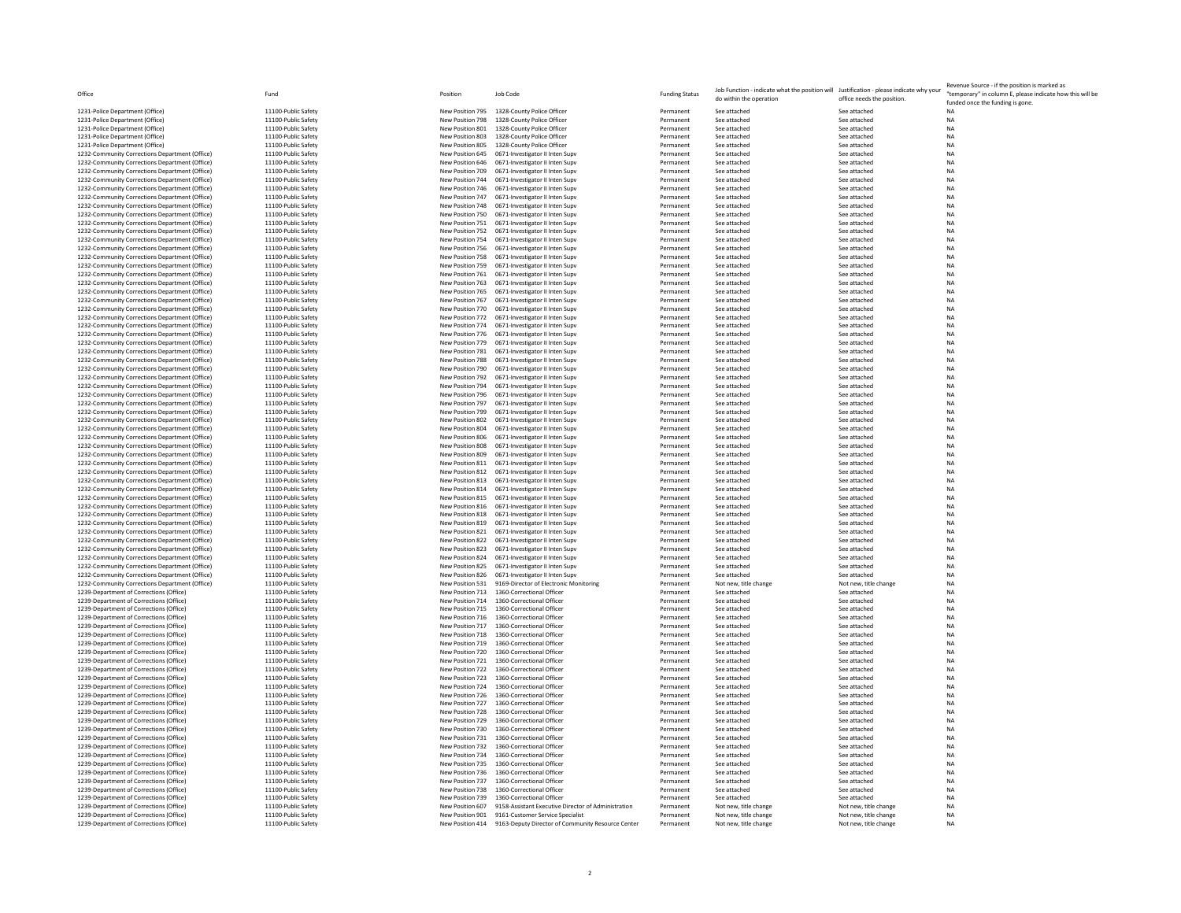| Office | Fund | Position | Job Code | Funding Status | Job Function - indicate what the position will do within the operation | Justification - please indicate why your office needs the position. | Revenue Source - if the position is marked as "temporary" in column E, please indicate how this will be funded once the funding is gone. |
|---|---|---|---|---|---|---|---|
| 1231-Police Department (Office) | 11100-Public Safety | New Position 795 | 1328-County Police Officer | Permanent | See attached | See attached | NA |
| 1231-Police Department (Office) | 11100-Public Safety | New Position 798 | 1328-County Police Officer | Permanent | See attached | See attached | NA |
| 1231-Police Department (Office) | 11100-Public Safety | New Position 801 | 1328-County Police Officer | Permanent | See attached | See attached | NA |
| 1231-Police Department (Office) | 11100-Public Safety | New Position 803 | 1328-County Police Officer | Permanent | See attached | See attached | NA |
| 1231-Police Department (Office) | 11100-Public Safety | New Position 805 | 1328-County Police Officer | Permanent | See attached | See attached | NA |
| 1232-Community Corrections Department (Office) | 11100-Public Safety | New Position 645 | 0671-Investigator II Inten Supv | Permanent | See attached | See attached | NA |
| 1232-Community Corrections Department (Office) | 11100-Public Safety | New Position 646 | 0671-Investigator II Inten Supv | Permanent | See attached | See attached | NA |
| 1232-Community Corrections Department (Office) | 11100-Public Safety | New Position 709 | 0671-Investigator II Inten Supv | Permanent | See attached | See attached | NA |
| 1232-Community Corrections Department (Office) | 11100-Public Safety | New Position 744 | 0671-Investigator II Inten Supv | Permanent | See attached | See attached | NA |
| 1232-Community Corrections Department (Office) | 11100-Public Safety | New Position 746 | 0671-Investigator II Inten Supv | Permanent | See attached | See attached | NA |
| 1232-Community Corrections Department (Office) | 11100-Public Safety | New Position 747 | 0671-Investigator II Inten Supv | Permanent | See attached | See attached | NA |
| 1232-Community Corrections Department (Office) | 11100-Public Safety | New Position 748 | 0671-Investigator II Inten Supv | Permanent | See attached | See attached | NA |
| 1232-Community Corrections Department (Office) | 11100-Public Safety | New Position 750 | 0671-Investigator II Inten Supv | Permanent | See attached | See attached | NA |
| 1232-Community Corrections Department (Office) | 11100-Public Safety | New Position 751 | 0671-Investigator II Inten Supv | Permanent | See attached | See attached | NA |
| 1232-Community Corrections Department (Office) | 11100-Public Safety | New Position 752 | 0671-Investigator II Inten Supv | Permanent | See attached | See attached | NA |
| 1232-Community Corrections Department (Office) | 11100-Public Safety | New Position 754 | 0671-Investigator II Inten Supv | Permanent | See attached | See attached | NA |
| 1232-Community Corrections Department (Office) | 11100-Public Safety | New Position 756 | 0671-Investigator II Inten Supv | Permanent | See attached | See attached | NA |
| 1232-Community Corrections Department (Office) | 11100-Public Safety | New Position 758 | 0671-Investigator II Inten Supv | Permanent | See attached | See attached | NA |
| 1232-Community Corrections Department (Office) | 11100-Public Safety | New Position 759 | 0671-Investigator II Inten Supv | Permanent | See attached | See attached | NA |
| 1232-Community Corrections Department (Office) | 11100-Public Safety | New Position 761 | 0671-Investigator II Inten Supv | Permanent | See attached | See attached | NA |
| 1232-Community Corrections Department (Office) | 11100-Public Safety | New Position 763 | 0671-Investigator II Inten Supv | Permanent | See attached | See attached | NA |
| 1232-Community Corrections Department (Office) | 11100-Public Safety | New Position 765 | 0671-Investigator II Inten Supv | Permanent | See attached | See attached | NA |
| 1232-Community Corrections Department (Office) | 11100-Public Safety | New Position 767 | 0671-Investigator II Inten Supv | Permanent | See attached | See attached | NA |
| 1232-Community Corrections Department (Office) | 11100-Public Safety | New Position 770 | 0671-Investigator II Inten Supv | Permanent | See attached | See attached | NA |
| 1232-Community Corrections Department (Office) | 11100-Public Safety | New Position 772 | 0671-Investigator II Inten Supv | Permanent | See attached | See attached | NA |
| 1232-Community Corrections Department (Office) | 11100-Public Safety | New Position 774 | 0671-Investigator II Inten Supv | Permanent | See attached | See attached | NA |
| 1232-Community Corrections Department (Office) | 11100-Public Safety | New Position 776 | 0671-Investigator II Inten Supv | Permanent | See attached | See attached | NA |
| 1232-Community Corrections Department (Office) | 11100-Public Safety | New Position 779 | 0671-Investigator II Inten Supv | Permanent | See attached | See attached | NA |
| 1232-Community Corrections Department (Office) | 11100-Public Safety | New Position 781 | 0671-Investigator II Inten Supv | Permanent | See attached | See attached | NA |
| 1232-Community Corrections Department (Office) | 11100-Public Safety | New Position 788 | 0671-Investigator II Inten Supv | Permanent | See attached | See attached | NA |
| 1232-Community Corrections Department (Office) | 11100-Public Safety | New Position 790 | 0671-Investigator II Inten Supv | Permanent | See attached | See attached | NA |
| 1232-Community Corrections Department (Office) | 11100-Public Safety | New Position 792 | 0671-Investigator II Inten Supv | Permanent | See attached | See attached | NA |
| 1232-Community Corrections Department (Office) | 11100-Public Safety | New Position 794 | 0671-Investigator II Inten Supv | Permanent | See attached | See attached | NA |
| 1232-Community Corrections Department (Office) | 11100-Public Safety | New Position 796 | 0671-Investigator II Inten Supv | Permanent | See attached | See attached | NA |
| 1232-Community Corrections Department (Office) | 11100-Public Safety | New Position 797 | 0671-Investigator II Inten Supv | Permanent | See attached | See attached | NA |
| 1232-Community Corrections Department (Office) | 11100-Public Safety | New Position 799 | 0671-Investigator II Inten Supv | Permanent | See attached | See attached | NA |
| 1232-Community Corrections Department (Office) | 11100-Public Safety | New Position 802 | 0671-Investigator II Inten Supv | Permanent | See attached | See attached | NA |
| 1232-Community Corrections Department (Office) | 11100-Public Safety | New Position 804 | 0671-Investigator II Inten Supv | Permanent | See attached | See attached | NA |
| 1232-Community Corrections Department (Office) | 11100-Public Safety | New Position 806 | 0671-Investigator II Inten Supv | Permanent | See attached | See attached | NA |
| 1232-Community Corrections Department (Office) | 11100-Public Safety | New Position 808 | 0671-Investigator II Inten Supv | Permanent | See attached | See attached | NA |
| 1232-Community Corrections Department (Office) | 11100-Public Safety | New Position 809 | 0671-Investigator II Inten Supv | Permanent | See attached | See attached | NA |
| 1232-Community Corrections Department (Office) | 11100-Public Safety | New Position 811 | 0671-Investigator II Inten Supv | Permanent | See attached | See attached | NA |
| 1232-Community Corrections Department (Office) | 11100-Public Safety | New Position 812 | 0671-Investigator II Inten Supv | Permanent | See attached | See attached | NA |
| 1232-Community Corrections Department (Office) | 11100-Public Safety | New Position 813 | 0671-Investigator II Inten Supv | Permanent | See attached | See attached | NA |
| 1232-Community Corrections Department (Office) | 11100-Public Safety | New Position 814 | 0671-Investigator II Inten Supv | Permanent | See attached | See attached | NA |
| 1232-Community Corrections Department (Office) | 11100-Public Safety | New Position 815 | 0671-Investigator II Inten Supv | Permanent | See attached | See attached | NA |
| 1232-Community Corrections Department (Office) | 11100-Public Safety | New Position 816 | 0671-Investigator II Inten Supv | Permanent | See attached | See attached | NA |
| 1232-Community Corrections Department (Office) | 11100-Public Safety | New Position 818 | 0671-Investigator II Inten Supv | Permanent | See attached | See attached | NA |
| 1232-Community Corrections Department (Office) | 11100-Public Safety | New Position 819 | 0671-Investigator II Inten Supv | Permanent | See attached | See attached | NA |
| 1232-Community Corrections Department (Office) | 11100-Public Safety | New Position 821 | 0671-Investigator II Inten Supv | Permanent | See attached | See attached | NA |
| 1232-Community Corrections Department (Office) | 11100-Public Safety | New Position 822 | 0671-Investigator II Inten Supv | Permanent | See attached | See attached | NA |
| 1232-Community Corrections Department (Office) | 11100-Public Safety | New Position 823 | 0671-Investigator II Inten Supv | Permanent | See attached | See attached | NA |
| 1232-Community Corrections Department (Office) | 11100-Public Safety | New Position 824 | 0671-Investigator II Inten Supv | Permanent | See attached | See attached | NA |
| 1232-Community Corrections Department (Office) | 11100-Public Safety | New Position 825 | 0671-Investigator II Inten Supv | Permanent | See attached | See attached | NA |
| 1232-Community Corrections Department (Office) | 11100-Public Safety | New Position 826 | 0671-Investigator II Inten Supv | Permanent | See attached | See attached | NA |
| 1232-Community Corrections Department (Office) | 11100-Public Safety | New Position 531 | 9169-Director of Electronic Monitoring | Permanent | Not new, title change | Not new, title change | NA |
| 1239-Department of Corrections (Office) | 11100-Public Safety | New Position 713 | 1360-Correctional Officer | Permanent | See attached | See attached | NA |
| 1239-Department of Corrections (Office) | 11100-Public Safety | New Position 714 | 1360-Correctional Officer | Permanent | See attached | See attached | NA |
| 1239-Department of Corrections (Office) | 11100-Public Safety | New Position 715 | 1360-Correctional Officer | Permanent | See attached | See attached | NA |
| 1239-Department of Corrections (Office) | 11100-Public Safety | New Position 716 | 1360-Correctional Officer | Permanent | See attached | See attached | NA |
| 1239-Department of Corrections (Office) | 11100-Public Safety | New Position 717 | 1360-Correctional Officer | Permanent | See attached | See attached | NA |
| 1239-Department of Corrections (Office) | 11100-Public Safety | New Position 718 | 1360-Correctional Officer | Permanent | See attached | See attached | NA |
| 1239-Department of Corrections (Office) | 11100-Public Safety | New Position 719 | 1360-Correctional Officer | Permanent | See attached | See attached | NA |
| 1239-Department of Corrections (Office) | 11100-Public Safety | New Position 720 | 1360-Correctional Officer | Permanent | See attached | See attached | NA |
| 1239-Department of Corrections (Office) | 11100-Public Safety | New Position 721 | 1360-Correctional Officer | Permanent | See attached | See attached | NA |
| 1239-Department of Corrections (Office) | 11100-Public Safety | New Position 722 | 1360-Correctional Officer | Permanent | See attached | See attached | NA |
| 1239-Department of Corrections (Office) | 11100-Public Safety | New Position 723 | 1360-Correctional Officer | Permanent | See attached | See attached | NA |
| 1239-Department of Corrections (Office) | 11100-Public Safety | New Position 724 | 1360-Correctional Officer | Permanent | See attached | See attached | NA |
| 1239-Department of Corrections (Office) | 11100-Public Safety | New Position 726 | 1360-Correctional Officer | Permanent | See attached | See attached | NA |
| 1239-Department of Corrections (Office) | 11100-Public Safety | New Position 727 | 1360-Correctional Officer | Permanent | See attached | See attached | NA |
| 1239-Department of Corrections (Office) | 11100-Public Safety | New Position 728 | 1360-Correctional Officer | Permanent | See attached | See attached | NA |
| 1239-Department of Corrections (Office) | 11100-Public Safety | New Position 729 | 1360-Correctional Officer | Permanent | See attached | See attached | NA |
| 1239-Department of Corrections (Office) | 11100-Public Safety | New Position 730 | 1360-Correctional Officer | Permanent | See attached | See attached | NA |
| 1239-Department of Corrections (Office) | 11100-Public Safety | New Position 731 | 1360-Correctional Officer | Permanent | See attached | See attached | NA |
| 1239-Department of Corrections (Office) | 11100-Public Safety | New Position 732 | 1360-Correctional Officer | Permanent | See attached | See attached | NA |
| 1239-Department of Corrections (Office) | 11100-Public Safety | New Position 734 | 1360-Correctional Officer | Permanent | See attached | See attached | NA |
| 1239-Department of Corrections (Office) | 11100-Public Safety | New Position 735 | 1360-Correctional Officer | Permanent | See attached | See attached | NA |
| 1239-Department of Corrections (Office) | 11100-Public Safety | New Position 736 | 1360-Correctional Officer | Permanent | See attached | See attached | NA |
| 1239-Department of Corrections (Office) | 11100-Public Safety | New Position 737 | 1360-Correctional Officer | Permanent | See attached | See attached | NA |
| 1239-Department of Corrections (Office) | 11100-Public Safety | New Position 738 | 1360-Correctional Officer | Permanent | See attached | See attached | NA |
| 1239-Department of Corrections (Office) | 11100-Public Safety | New Position 739 | 1360-Correctional Officer | Permanent | See attached | See attached | NA |
| 1239-Department of Corrections (Office) | 11100-Public Safety | New Position 607 | 9158-Assistant Executive Director of Administration | Permanent | Not new, title change | Not new, title change | NA |
| 1239-Department of Corrections (Office) | 11100-Public Safety | New Position 901 | 9161-Customer Service Specialist | Permanent | Not new, title change | Not new, title change | NA |
| 1239-Department of Corrections (Office) | 11100-Public Safety | New Position 414 | 9163-Deputy Director of Community Resource Center | Permanent | Not new, title change | Not new, title change | NA |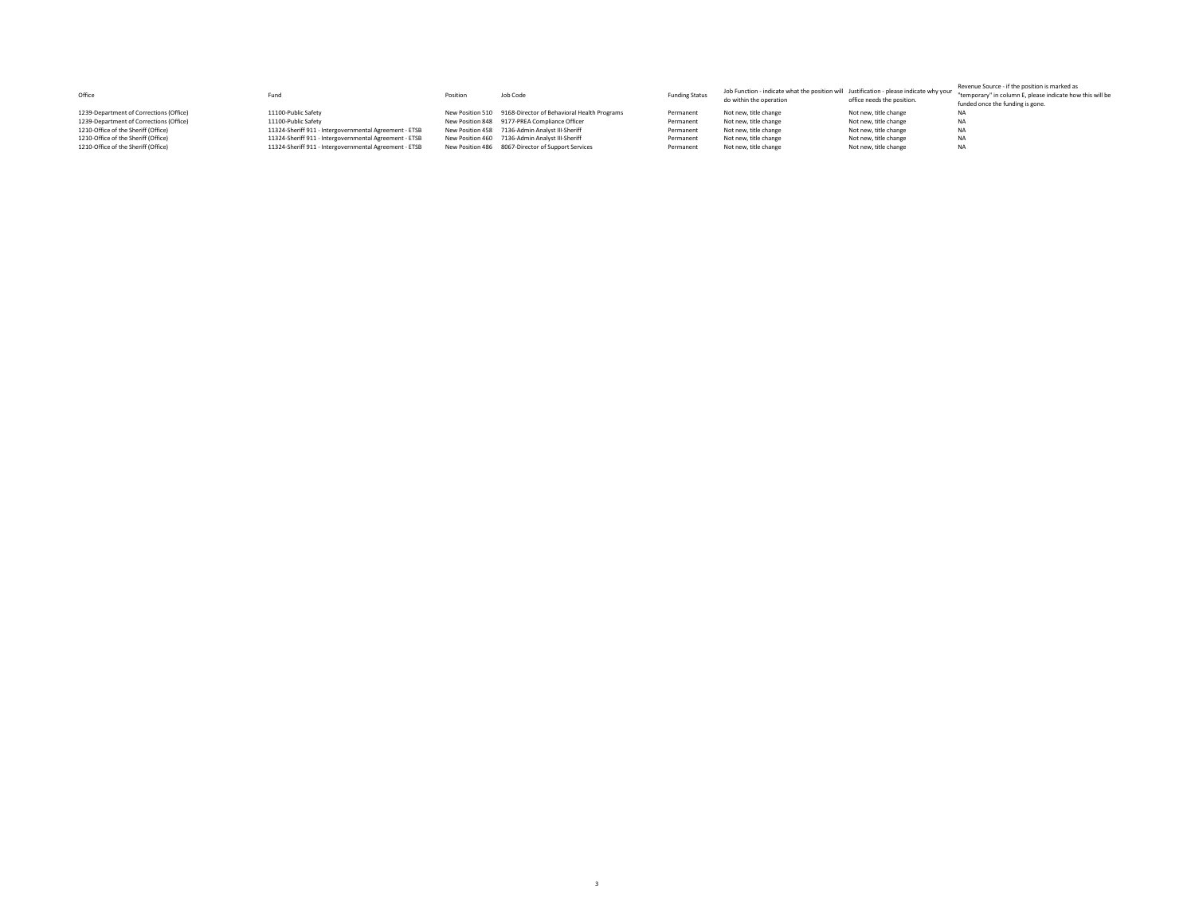| Office | Fund | Position | Job Code | Funding Status | Job Function - indicate what the position will do within the operation | Justification - please indicate why your office needs the position. | Revenue Source - if the position is marked as "temporary" in column E, please indicate how this will be funded once the funding is gone. |
|---|---|---|---|---|---|---|---|
| 1239-Department of Corrections (Office) | 11100-Public Safety | New Position 510 | 9168-Director of Behavioral Health Programs | Permanent | Not new, title change | Not new, title change | NA |
| 1239-Department of Corrections (Office) | 11100-Public Safety | New Position 848 | 9177-PREA Compliance Officer | Permanent | Not new, title change | Not new, title change | NA |
| 1210-Office of the Sheriff (Office) | 11324-Sheriff 911 - Intergovernmental Agreement - ETSB | New Position 458 | 7136-Admin Analyst III-Sheriff | Permanent | Not new, title change | Not new, title change | NA |
| 1210-Office of the Sheriff (Office) | 11324-Sheriff 911 - Intergovernmental Agreement - ETSB | New Position 460 | 7136-Admin Analyst III-Sheriff | Permanent | Not new, title change | Not new, title change | NA |
| 1210-Office of the Sheriff (Office) | 11324-Sheriff 911 - Intergovernmental Agreement - ETSB | New Position 486 | 8067-Director of Support Services | Permanent | Not new, title change | Not new, title change | NA |